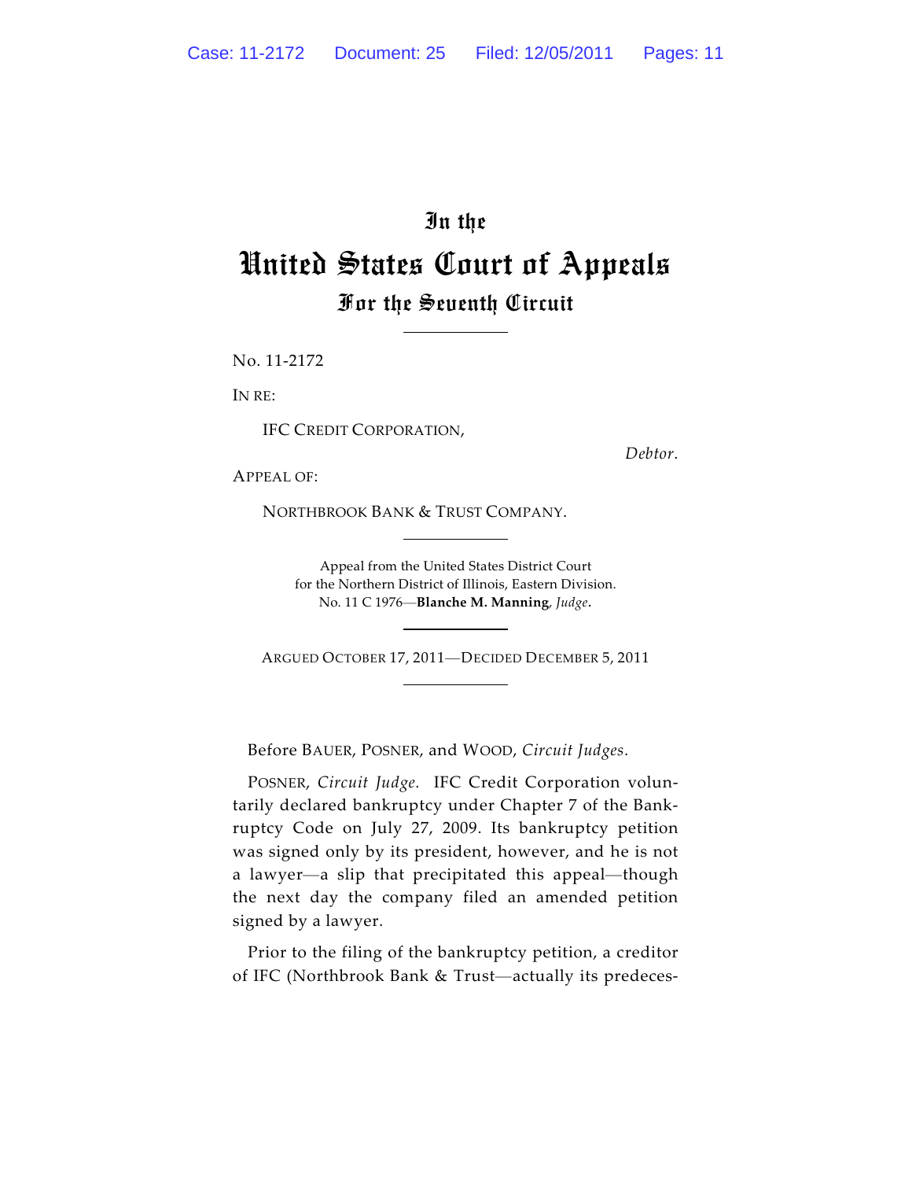# In the
# United States Court of Appeals
## For the Seventh Circuit

No. 11-2172

IN RE:

IFC CREDIT CORPORATION,

*Debtor*.

APPEAL OF:

NORTHBROOK BANK & TRUST COMPANY.

Appeal from the United States District Court
for the Northern District of Illinois, Eastern Division.
No. 11 C 1976—**Blanche M. Manning**, *Judge*.

ARGUED OCTOBER 17, 2011—DECIDED DECEMBER 5, 2011

Before BAUER, POSNER, and WOOD, *Circuit Judges*.

POSNER, *Circuit Judge*. IFC Credit Corporation voluntarily declared bankruptcy under Chapter 7 of the Bankruptcy Code on July 27, 2009. Its bankruptcy petition was signed only by its president, however, and he is not a lawyer—a slip that precipitated this appeal—though the next day the company filed an amended petition signed by a lawyer.

Prior to the filing of the bankruptcy petition, a creditor of IFC (Northbrook Bank & Trust—actually its predeces-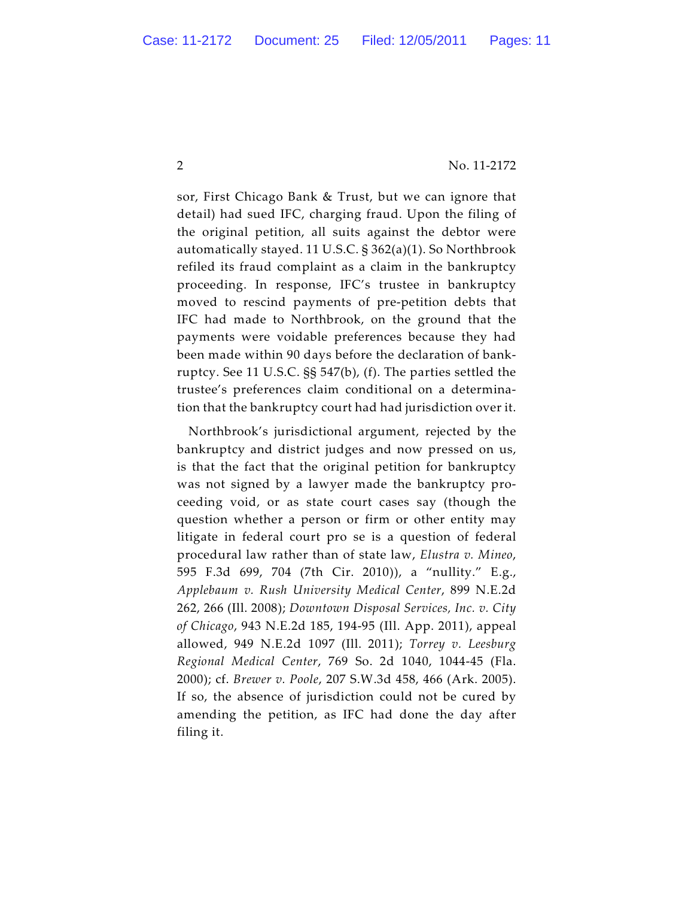sor, First Chicago Bank & Trust, but we can ignore that detail) had sued IFC, charging fraud. Upon the filing of the original petition, all suits against the debtor were automatically stayed. 11 U.S.C. § 362(a)(1). So Northbrook refiled its fraud complaint as a claim in the bankruptcy proceeding. In response, IFC's trustee in bankruptcy moved to rescind payments of pre-petition debts that IFC had made to Northbrook, on the ground that the payments were voidable preferences because they had been made within 90 days before the declaration of bankruptcy. See 11 U.S.C. §§ 547(b), (f). The parties settled the trustee's preferences claim conditional on a determination that the bankruptcy court had had jurisdiction over it.

Northbrook's jurisdictional argument, rejected by the bankruptcy and district judges and now pressed on us, is that the fact that the original petition for bankruptcy was not signed by a lawyer made the bankruptcy proceeding void, or as state court cases say (though the question whether a person or firm or other entity may litigate in federal court pro se is a question of federal procedural law rather than of state law, *Elustra v. Mineo*, 595 F.3d 699, 704 (7th Cir. 2010)), a "nullity." E.g., *Applebaum v. Rush University Medical Center*, 899 N.E.2d 262, 266 (Ill. 2008); *Downtown Disposal Services, Inc. v. City of Chicago*, 943 N.E.2d 185, 194-95 (Ill. App. 2011), appeal allowed, 949 N.E.2d 1097 (Ill. 2011); *Torrey v. Leesburg Regional Medical Center*, 769 So. 2d 1040, 1044-45 (Fla. 2000); cf. *Brewer v. Poole*, 207 S.W.3d 458, 466 (Ark. 2005). If so, the absence of jurisdiction could not be cured by amending the petition, as IFC had done the day after filing it.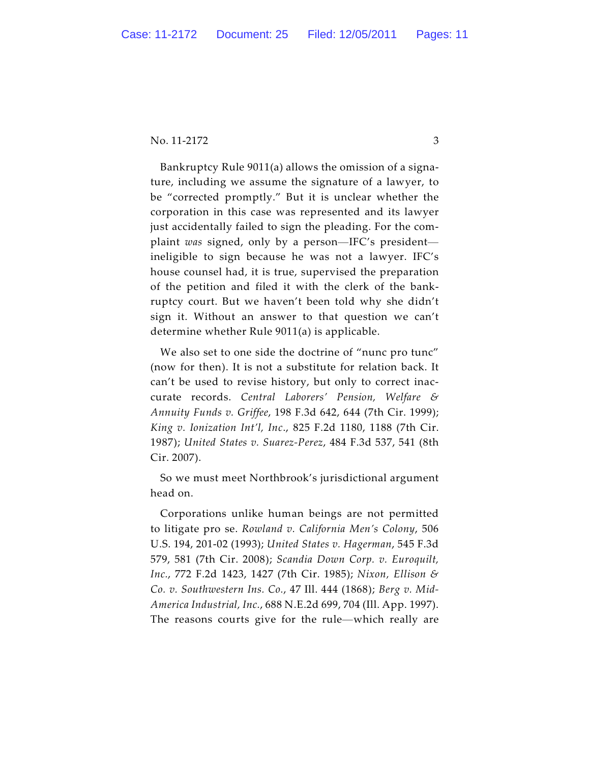Bankruptcy Rule 9011(a) allows the omission of a signature, including we assume the signature of a lawyer, to be "corrected promptly." But it is unclear whether the corporation in this case was represented and its lawyer just accidentally failed to sign the pleading. For the complaint *was* signed, only by a person—IFC's president—ineligible to sign because he was not a lawyer. IFC's house counsel had, it is true, supervised the preparation of the petition and filed it with the clerk of the bankruptcy court. But we haven't been told why she didn't sign it. Without an answer to that question we can't determine whether Rule 9011(a) is applicable.

We also set to one side the doctrine of "nunc pro tunc" (now for then). It is not a substitute for relation back. It can't be used to revise history, but only to correct inaccurate records. *Central Laborers' Pension, Welfare & Annuity Funds v. Griffee*, 198 F.3d 642, 644 (7th Cir. 1999); *King v. Ionization Int'l, Inc.*, 825 F.2d 1180, 1188 (7th Cir. 1987); *United States v. Suarez-Perez*, 484 F.3d 537, 541 (8th Cir. 2007).

So we must meet Northbrook's jurisdictional argument head on.

Corporations unlike human beings are not permitted to litigate pro se. *Rowland v. California Men's Colony*, 506 U.S. 194, 201-02 (1993); *United States v. Hagerman*, 545 F.3d 579, 581 (7th Cir. 2008); *Scandia Down Corp. v. Euroquilt, Inc.*, 772 F.2d 1423, 1427 (7th Cir. 1985); *Nixon, Ellison & Co. v. Southwestern Ins. Co.*, 47 Ill. 444 (1868); *Berg v. Mid-America Industrial, Inc.*, 688 N.E.2d 699, 704 (Ill. App. 1997). The reasons courts give for the rule—which really are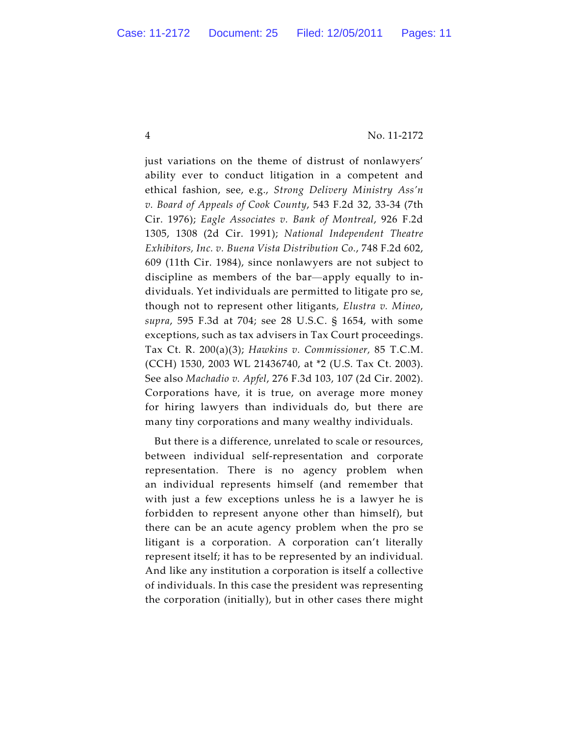just variations on the theme of distrust of nonlawyers' ability ever to conduct litigation in a competent and ethical fashion, see, e.g., *Strong Delivery Ministry Ass'n v. Board of Appeals of Cook County*, 543 F.2d 32, 33-34 (7th Cir. 1976); *Eagle Associates v. Bank of Montreal*, 926 F.2d 1305, 1308 (2d Cir. 1991); *National Independent Theatre Exhibitors, Inc. v. Buena Vista Distribution Co.*, 748 F.2d 602, 609 (11th Cir. 1984), since nonlawyers are not subject to discipline as members of the bar—apply equally to individuals. Yet individuals are permitted to litigate pro se, though not to represent other litigants, *Elustra v. Mineo*, *supra*, 595 F.3d at 704; see 28 U.S.C. § 1654, with some exceptions, such as tax advisers in Tax Court proceedings. Tax Ct. R. 200(a)(3); *Hawkins v. Commissioner,* 85 T.C.M. (CCH) 1530, 2003 WL 21436740, at *2 (U.S. Tax Ct. 2003). See also *Machadio v. Apfel*, 276 F.3d 103, 107 (2d Cir. 2002). Corporations have, it is true, on average more money for hiring lawyers than individuals do, but there are many tiny corporations and many wealthy individuals.

But there is a difference, unrelated to scale or resources, between individual self-representation and corporate representation. There is no agency problem when an individual represents himself (and remember that with just a few exceptions unless he is a lawyer he is forbidden to represent anyone other than himself), but there can be an acute agency problem when the pro se litigant is a corporation. A corporation can't literally represent itself; it has to be represented by an individual. And like any institution a corporation is itself a collective of individuals. In this case the president was representing the corporation (initially), but in other cases there might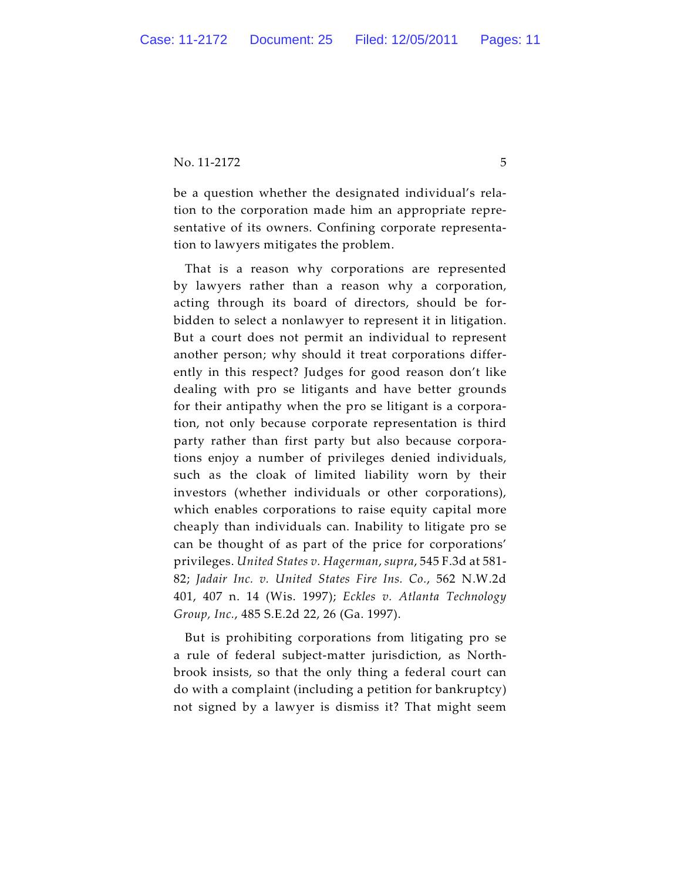be a question whether the designated individual's relation to the corporation made him an appropriate representative of its owners. Confining corporate representation to lawyers mitigates the problem.

That is a reason why corporations are represented by lawyers rather than a reason why a corporation, acting through its board of directors, should be forbidden to select a nonlawyer to represent it in litigation. But a court does not permit an individual to represent another person; why should it treat corporations differently in this respect? Judges for good reason don't like dealing with pro se litigants and have better grounds for their antipathy when the pro se litigant is a corporation, not only because corporate representation is third party rather than first party but also because corporations enjoy a number of privileges denied individuals, such as the cloak of limited liability worn by their investors (whether individuals or other corporations), which enables corporations to raise equity capital more cheaply than individuals can. Inability to litigate pro se can be thought of as part of the price for corporations' privileges. *United States v. Hagerman*, *supra*, 545 F.3d at 581-82; *Jadair Inc. v. United States Fire Ins. Co.*, 562 N.W.2d 401, 407 n. 14 (Wis. 1997); *Eckles v. Atlanta Technology Group, Inc.*, 485 S.E.2d 22, 26 (Ga. 1997).

But is prohibiting corporations from litigating pro se a rule of federal subject-matter jurisdiction, as Northbrook insists, so that the only thing a federal court can do with a complaint (including a petition for bankruptcy) not signed by a lawyer is dismiss it? That might seem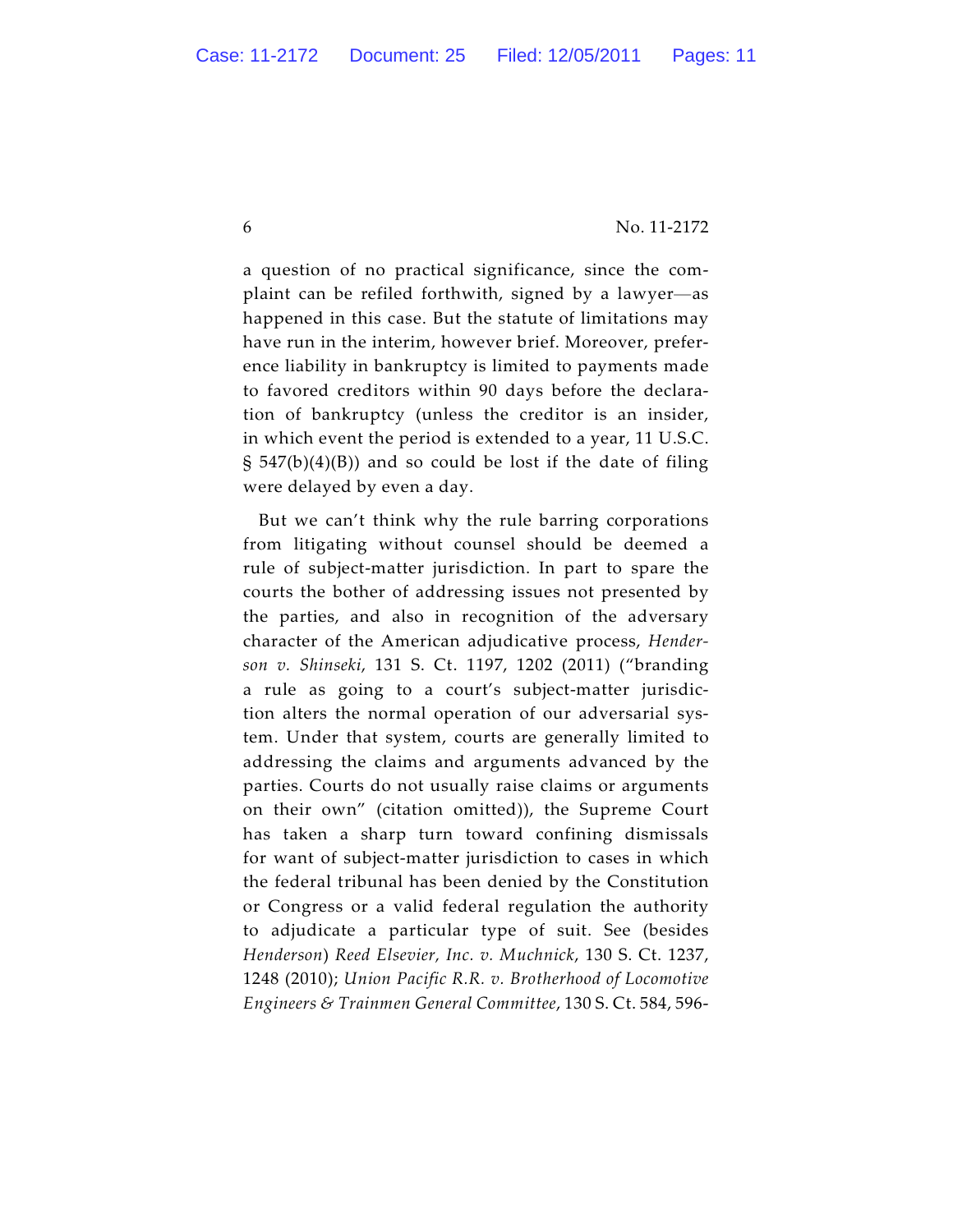a question of no practical significance, since the complaint can be refiled forthwith, signed by a lawyer—as happened in this case. But the statute of limitations may have run in the interim, however brief. Moreover, preference liability in bankruptcy is limited to payments made to favored creditors within 90 days before the declaration of bankruptcy (unless the creditor is an insider, in which event the period is extended to a year, 11 U.S.C. § 547(b)(4)(B)) and so could be lost if the date of filing were delayed by even a day.

But we can't think why the rule barring corporations from litigating without counsel should be deemed a rule of subject-matter jurisdiction. In part to spare the courts the bother of addressing issues not presented by the parties, and also in recognition of the adversary character of the American adjudicative process, *Henderson v. Shinseki*, 131 S. Ct. 1197, 1202 (2011) ("branding a rule as going to a court's subject-matter jurisdiction alters the normal operation of our adversarial system. Under that system, courts are generally limited to addressing the claims and arguments advanced by the parties. Courts do not usually raise claims or arguments on their own" (citation omitted)), the Supreme Court has taken a sharp turn toward confining dismissals for want of subject-matter jurisdiction to cases in which the federal tribunal has been denied by the Constitution or Congress or a valid federal regulation the authority to adjudicate a particular type of suit. See (besides *Henderson*) *Reed Elsevier, Inc. v. Muchnick*, 130 S. Ct. 1237, 1248 (2010); *Union Pacific R.R. v. Brotherhood of Locomotive Engineers & Trainmen General Committee*, 130 S. Ct. 584, 596-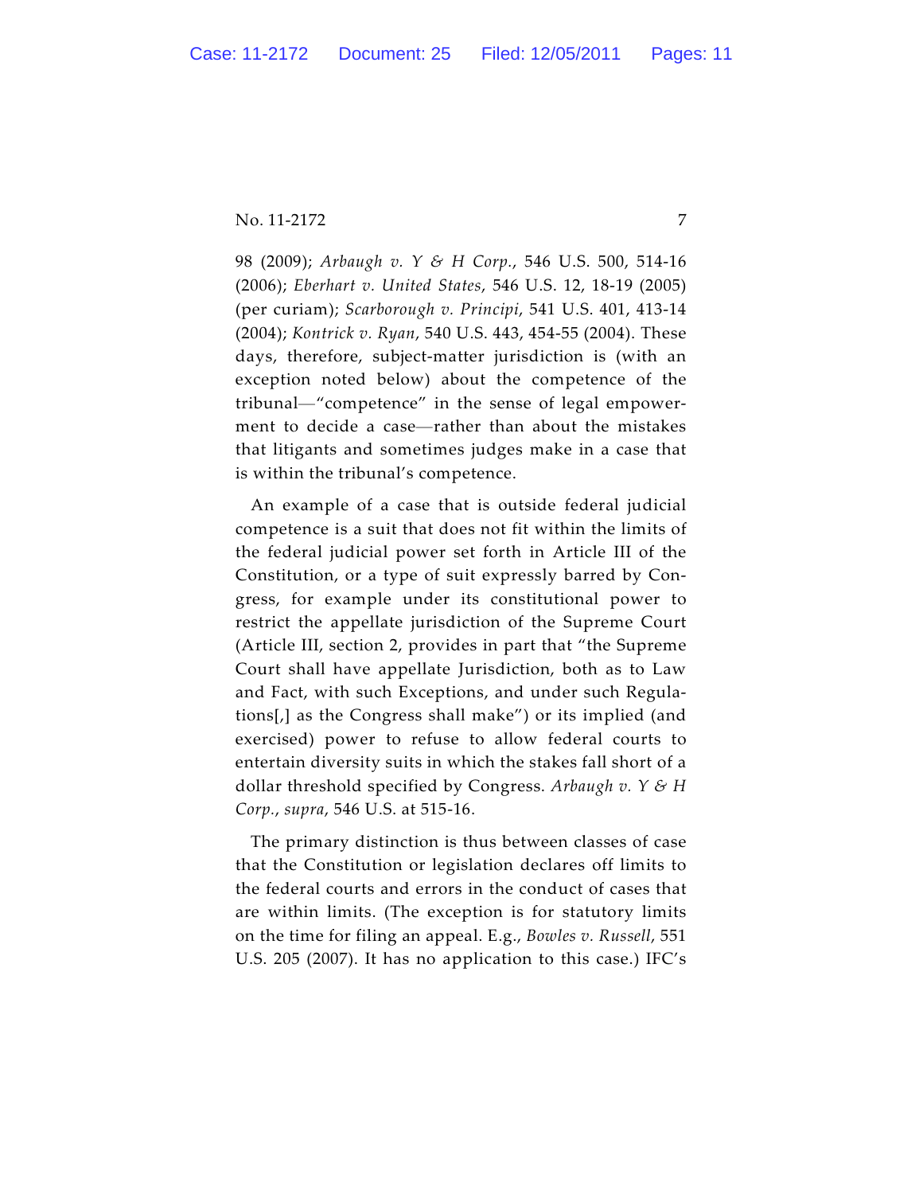98 (2009); *Arbaugh v. Y & H Corp.*, 546 U.S. 500, 514-16 (2006); *Eberhart v. United States*, 546 U.S. 12, 18-19 (2005) (per curiam); *Scarborough v. Principi*, 541 U.S. 401, 413-14 (2004); *Kontrick v. Ryan*, 540 U.S. 443, 454-55 (2004). These days, therefore, subject-matter jurisdiction is (with an exception noted below) about the competence of the tribunal—"competence" in the sense of legal empowerment to decide a case—rather than about the mistakes that litigants and sometimes judges make in a case that is within the tribunal's competence.

An example of a case that is outside federal judicial competence is a suit that does not fit within the limits of the federal judicial power set forth in Article III of the Constitution, or a type of suit expressly barred by Congress, for example under its constitutional power to restrict the appellate jurisdiction of the Supreme Court (Article III, section 2, provides in part that "the Supreme Court shall have appellate Jurisdiction, both as to Law and Fact, with such Exceptions, and under such Regulations[,] as the Congress shall make") or its implied (and exercised) power to refuse to allow federal courts to entertain diversity suits in which the stakes fall short of a dollar threshold specified by Congress. *Arbaugh v. Y & H Corp.*, *supra*, 546 U.S. at 515-16.

The primary distinction is thus between classes of case that the Constitution or legislation declares off limits to the federal courts and errors in the conduct of cases that are within limits. (The exception is for statutory limits on the time for filing an appeal. E.g., *Bowles v. Russell*, 551 U.S. 205 (2007). It has no application to this case.) IFC's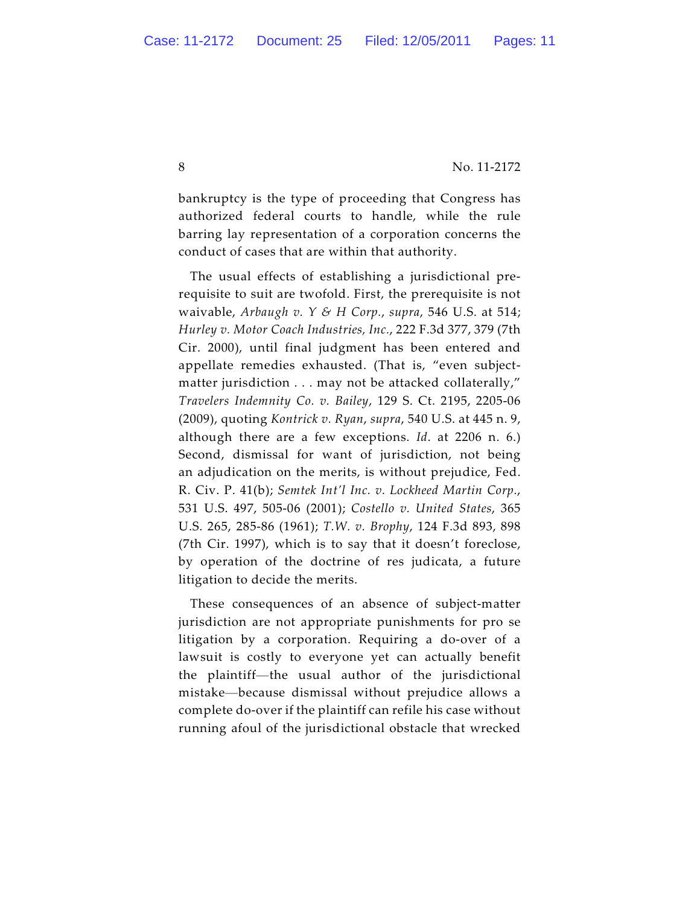bankruptcy is the type of proceeding that Congress has authorized federal courts to handle, while the rule barring lay representation of a corporation concerns the conduct of cases that are within that authority.

The usual effects of establishing a jurisdictional prerequisite to suit are twofold. First, the prerequisite is not waivable, *Arbaugh v. Y & H Corp.*, *supra*, 546 U.S. at 514; *Hurley v. Motor Coach Industries, Inc.*, 222 F.3d 377, 379 (7th Cir. 2000), until final judgment has been entered and appellate remedies exhausted. (That is, "even subject-matter jurisdiction . . . may not be attacked collaterally," *Travelers Indemnity Co. v. Bailey*, 129 S. Ct. 2195, 2205-06 (2009), quoting *Kontrick v. Ryan*, *supra*, 540 U.S. at 445 n. 9, although there are a few exceptions. *Id.* at 2206 n. 6.) Second, dismissal for want of jurisdiction, not being an adjudication on the merits, is without prejudice, Fed. R. Civ. P. 41(b); *Semtek Int'l Inc. v. Lockheed Martin Corp.*, 531 U.S. 497, 505-06 (2001); *Costello v. United States*, 365 U.S. 265, 285-86 (1961); *T.W. v. Brophy*, 124 F.3d 893, 898 (7th Cir. 1997), which is to say that it doesn't foreclose, by operation of the doctrine of res judicata, a future litigation to decide the merits.

These consequences of an absence of subject-matter jurisdiction are not appropriate punishments for pro se litigation by a corporation. Requiring a do-over of a lawsuit is costly to everyone yet can actually benefit the plaintiff—the usual author of the jurisdictional mistake—because dismissal without prejudice allows a complete do-over if the plaintiff can refile his case without running afoul of the jurisdictional obstacle that wrecked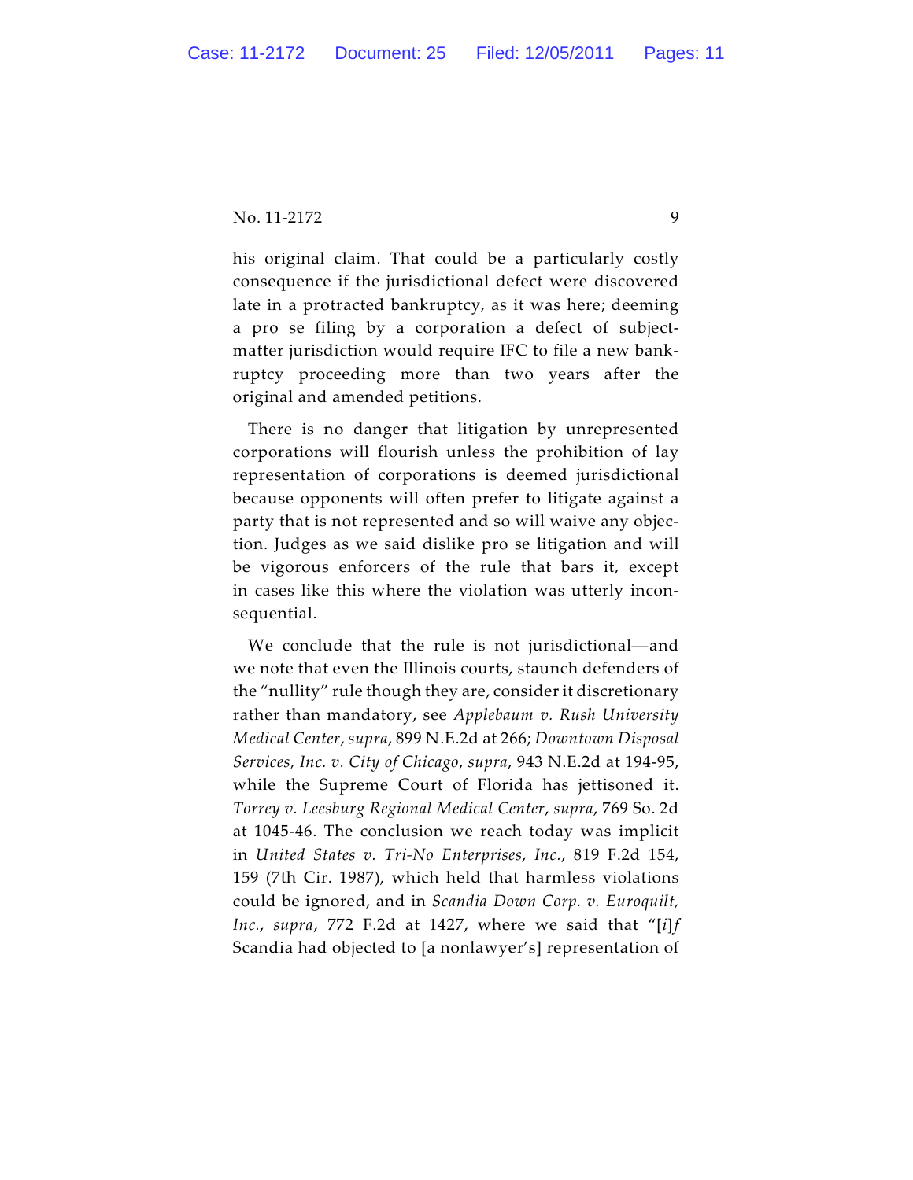his original claim. That could be a particularly costly consequence if the jurisdictional defect were discovered late in a protracted bankruptcy, as it was here; deeming a pro se filing by a corporation a defect of subject-matter jurisdiction would require IFC to file a new bankruptcy proceeding more than two years after the original and amended petitions.

There is no danger that litigation by unrepresented corporations will flourish unless the prohibition of lay representation of corporations is deemed jurisdictional because opponents will often prefer to litigate against a party that is not represented and so will waive any objection. Judges as we said dislike pro se litigation and will be vigorous enforcers of the rule that bars it, except in cases like this where the violation was utterly inconsequential.

We conclude that the rule is not jurisdictional—and we note that even the Illinois courts, staunch defenders of the "nullity" rule though they are, consider it discretionary rather than mandatory, see *Applebaum v. Rush University Medical Center*, *supra*, 899 N.E.2d at 266; *Downtown Disposal Services, Inc. v. City of Chicago*, *supra*, 943 N.E.2d at 194-95, while the Supreme Court of Florida has jettisoned it. *Torrey v. Leesburg Regional Medical Center*, *supra*, 769 So. 2d at 1045-46. The conclusion we reach today was implicit in *United States v. Tri-No Enterprises, Inc.*, 819 F.2d 154, 159 (7th Cir. 1987), which held that harmless violations could be ignored, and in *Scandia Down Corp. v. Euroquilt, Inc.*, *supra*, 772 F.2d at 1427, where we said that "[*i*]*f* Scandia had objected to [a nonlawyer's] representation of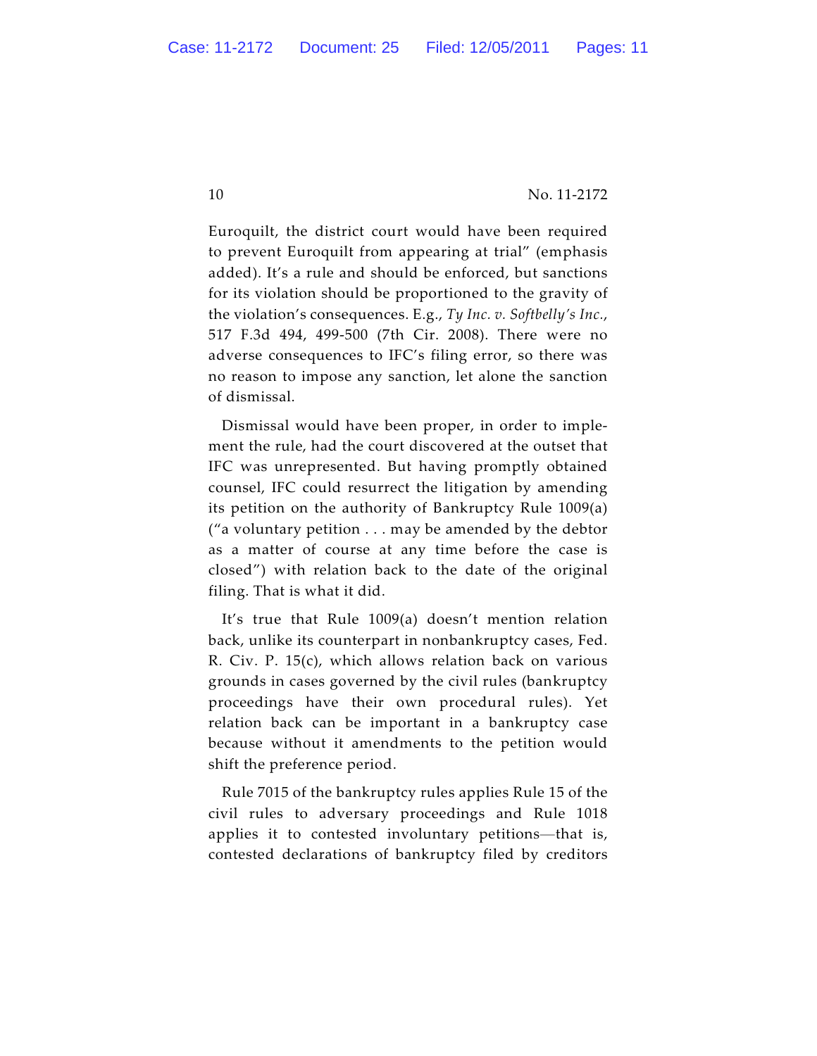Euroquilt, the district court would have been required to prevent Euroquilt from appearing at trial" (emphasis added). It's a rule and should be enforced, but sanctions for its violation should be proportioned to the gravity of the violation's consequences. E.g., *Ty Inc. v. Softbelly's Inc.*, 517 F.3d 494, 499-500 (7th Cir. 2008). There were no adverse consequences to IFC's filing error, so there was no reason to impose any sanction, let alone the sanction of dismissal.

Dismissal would have been proper, in order to implement the rule, had the court discovered at the outset that IFC was unrepresented. But having promptly obtained counsel, IFC could resurrect the litigation by amending its petition on the authority of Bankruptcy Rule 1009(a) ("a voluntary petition . . . may be amended by the debtor as a matter of course at any time before the case is closed") with relation back to the date of the original filing. That is what it did.

It's true that Rule 1009(a) doesn't mention relation back, unlike its counterpart in nonbankruptcy cases, Fed. R. Civ. P. 15(c), which allows relation back on various grounds in cases governed by the civil rules (bankruptcy proceedings have their own procedural rules). Yet relation back can be important in a bankruptcy case because without it amendments to the petition would shift the preference period.

Rule 7015 of the bankruptcy rules applies Rule 15 of the civil rules to adversary proceedings and Rule 1018 applies it to contested involuntary petitions—that is, contested declarations of bankruptcy filed by creditors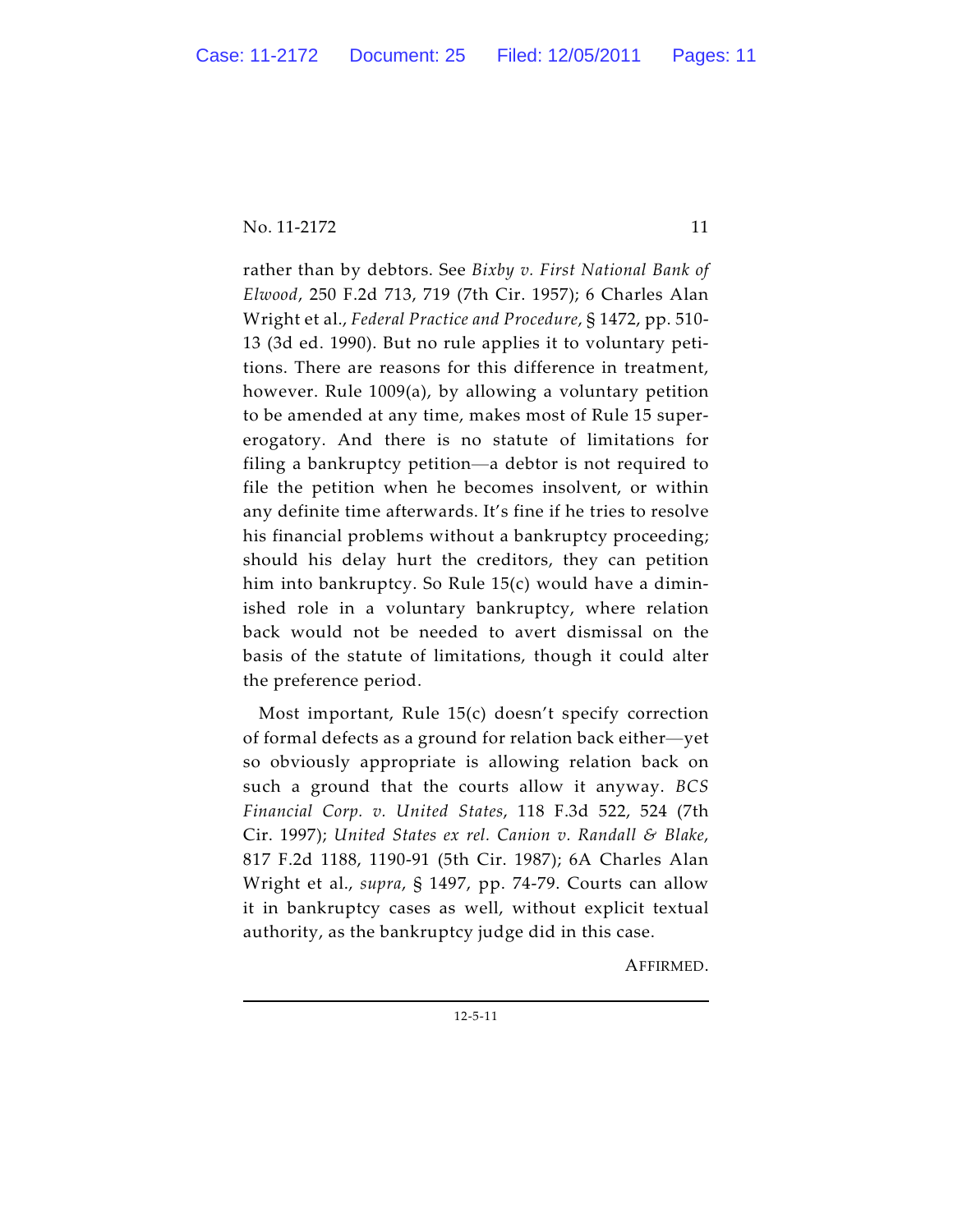rather than by debtors. See *Bixby v. First National Bank of Elwood*, 250 F.2d 713, 719 (7th Cir. 1957); 6 Charles Alan Wright et al., *Federal Practice and Procedure*, § 1472, pp. 510-13 (3d ed. 1990). But no rule applies it to voluntary petitions. There are reasons for this difference in treatment, however. Rule 1009(a), by allowing a voluntary petition to be amended at any time, makes most of Rule 15 supererogatory. And there is no statute of limitations for filing a bankruptcy petition—a debtor is not required to file the petition when he becomes insolvent, or within any definite time afterwards. It's fine if he tries to resolve his financial problems without a bankruptcy proceeding; should his delay hurt the creditors, they can petition him into bankruptcy. So Rule 15(c) would have a diminished role in a voluntary bankruptcy, where relation back would not be needed to avert dismissal on the basis of the statute of limitations, though it could alter the preference period.

Most important, Rule 15(c) doesn't specify correction of formal defects as a ground for relation back either—yet so obviously appropriate is allowing relation back on such a ground that the courts allow it anyway. *BCS Financial Corp. v. United States*, 118 F.3d 522, 524 (7th Cir. 1997); *United States ex rel. Canion v. Randall & Blake*, 817 F.2d 1188, 1190-91 (5th Cir. 1987); 6A Charles Alan Wright et al., *supra*, § 1497, pp. 74-79. Courts can allow it in bankruptcy cases as well, without explicit textual authority, as the bankruptcy judge did in this case.

AFFIRMED.

12-5-11